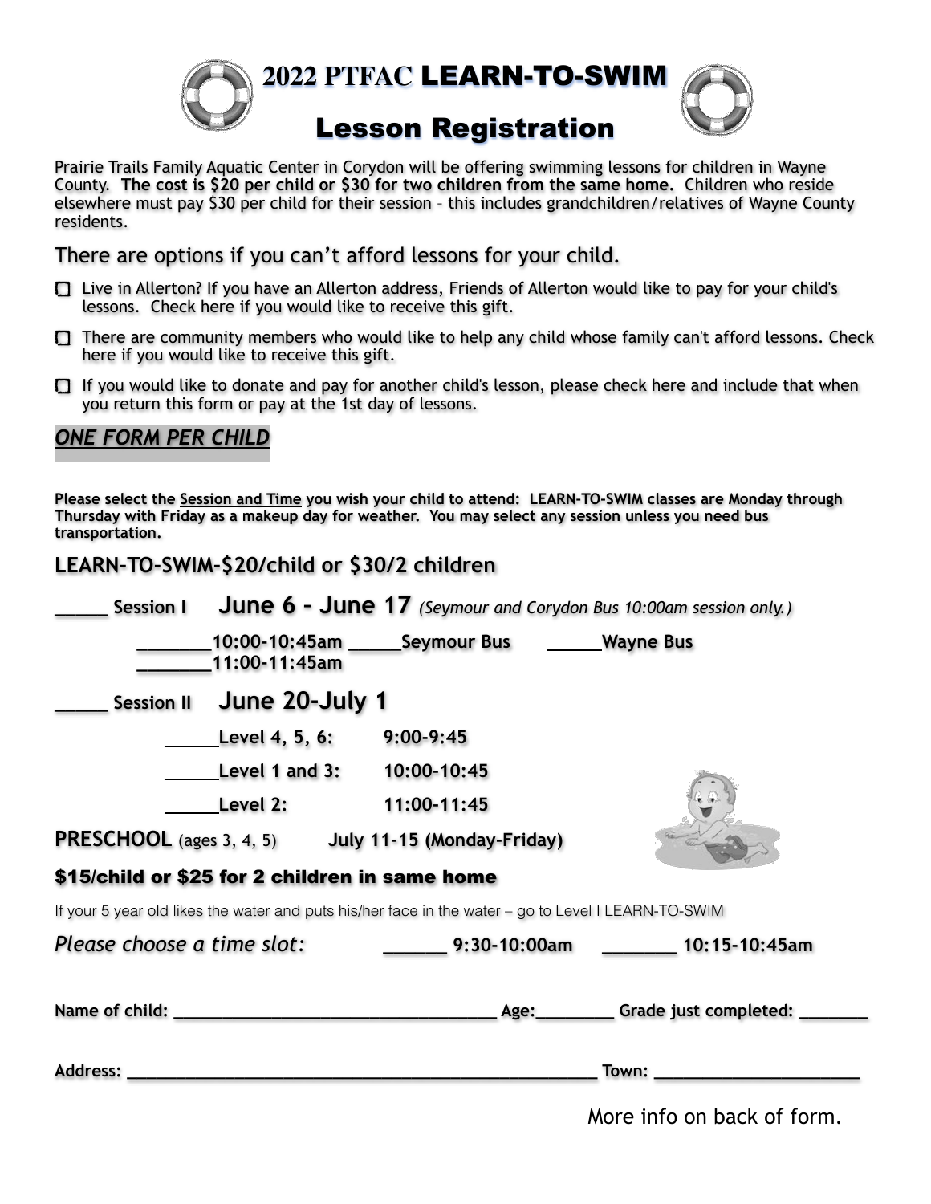# 2022 PTFAC LEARN-TO-SWIM

# Lesson Registration

Prairie Trails Family Aquatic Center in Corydon will be offering swimming lessons for children in Wayne County. **The cost is $20 per child or $30 for two children from the same home.** Children who reside elsewhere must pay $30 per child for their session – this includes grandchildren/relatives of Wayne County residents.

## There are options if you can't afford lessons for your child.

- ☐ Live in Allerton? If you have an Allerton address, Friends of Allerton would like to pay for your child's lessons. Check here if you would like to receive this gift.
- ☐ There are community members who would like to help any child whose family can't afford lessons. Check here if you would like to receive this gift.
- ☐ If you would like to donate and pay for another child's lesson, please check here and include that when you return this form or pay at the 1st day of lessons.

***ONE FORM PER CHILD***

**Please select the Session and Time you wish your child to attend: LEARN-TO-SWIM classes are Monday through Thursday with Friday as a makeup day for weather. You may select any session unless you need bus transportation.**

## LEARN-TO-SWIM-$20/child or $30/2 children

_____ **Session I** **June 6 – June 17** *(Seymour and Corydon Bus 10:00am session only.)*

_______**10:00-10:45am** _____**Seymour Bus** _____**Wayne Bus**
_______**11:00-11:45am**

_____ **Session II** **June 20-July 1**

_____**Level 4, 5, 6:** **9:00-9:45**

_____**Level 1 and 3:** **10:00-10:45**

_____**Level 2:** **11:00-11:45**

**PRESCHOOL** (ages 3, 4, 5) **July 11-15 (Monday-Friday)**

### $15/child or $25 for 2 children in same home

If your 5 year old likes the water and puts his/her face in the water – go to Level I LEARN-TO-SWIM

*Please choose a time slot:* ______ **9:30-10:00am** _______ **10:15-10:45am**

**Name of child:** ___________________________________ **Age:**________ **Grade just completed:** _______

**Address:** ___________________________________________________ **Town:** ______________________

More info on back of form.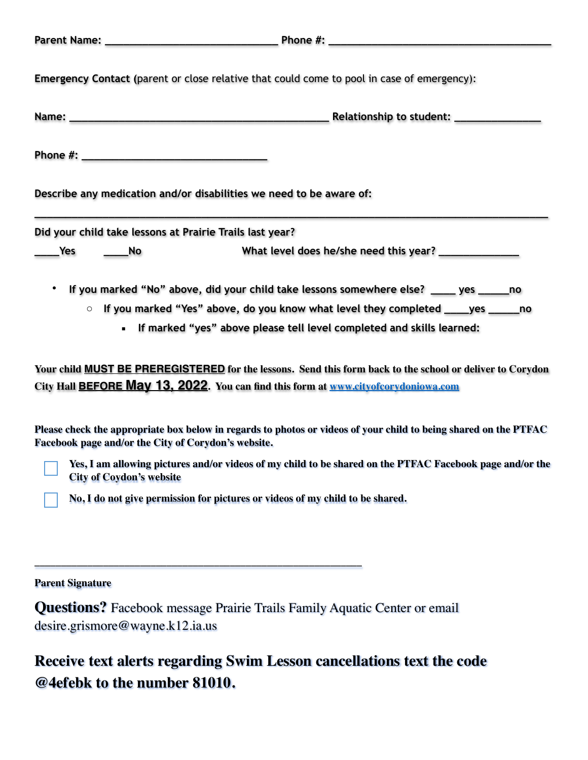Parent Name: ______________________________ Phone #: ______________________________________

Emergency Contact (parent or close relative that could come to pool in case of emergency):

Name: _____________________________________________ Relationship to student: _______________

Phone #: ________________________________

Describe any medication and/or disabilities we need to be aware of:

_________________________________________________________________________________________

Did your child take lessons at Prairie Trails last year?

____Yes ____No What level does he/she need this year? ______________

- If you marked "No" above, did your child take lessons somewhere else? ____ yes _____no
  - If you marked "Yes" above, do you know what level they completed ____yes _____no
    - If marked "yes" above please tell level completed and skills learned:

Your child **MUST BE PREREGISTERED** for the lessons. Send this form back to the school or deliver to Corydon City Hall **BEFORE May 13, 2022**. You can find this form at www.cityofcorydoniowa.com

**Please check the appropriate box below in regards to photos or videos of your child to being shared on the PTFAC Facebook page and/or the City of Corydon's website.**

☐ Yes, I am allowing pictures and/or videos of my child to be shared on the PTFAC Facebook page and/or the City of Coydon's website

☐ No, I do not give permission for pictures or videos of my child to be shared.

__________________________________________________________

Parent Signature

**Questions?** Facebook message Prairie Trails Family Aquatic Center or email desire.grismore@wayne.k12.ia.us

**Receive text alerts regarding Swim Lesson cancellations text the code @4efebk to the number 81010.**